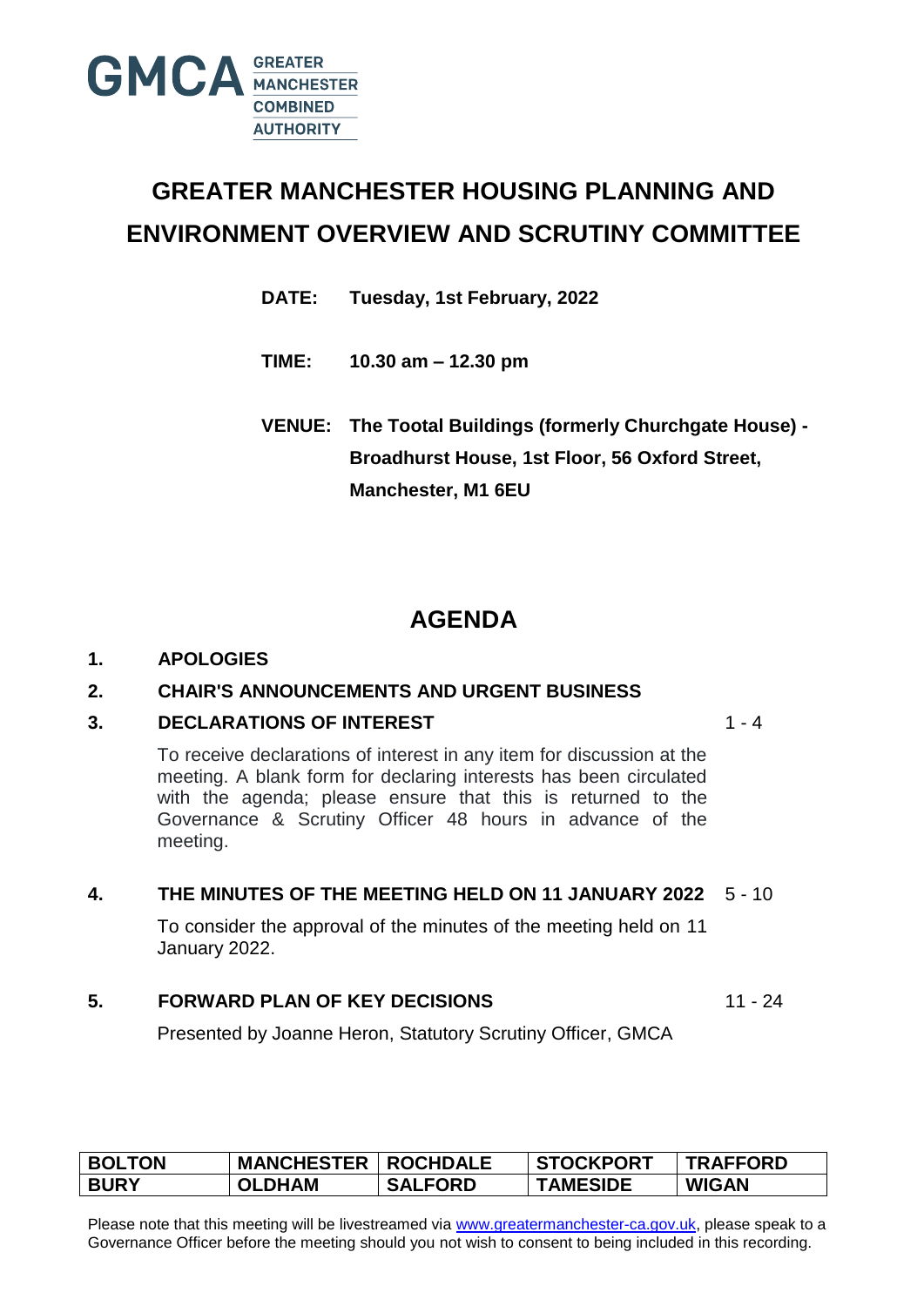GMCA GREATER MANCHESTER COMBINED AUTHORITY

# GREATER MANCHESTER HOUSING PLANNING AND ENVIRONMENT OVERVIEW AND SCRUTINY COMMITTEE

**DATE:** **Tuesday, 1st February, 2022**

**TIME:** **10.30 am – 12.30 pm**

**VENUE:** **The Tootal Buildings (formerly Churchgate House) - Broadhurst House, 1st Floor, 56 Oxford Street, Manchester, M1 6EU**

## AGENDA

**1. APOLOGIES**

**2. CHAIR'S ANNOUNCEMENTS AND URGENT BUSINESS**

**3. DECLARATIONS OF INTEREST** 1 - 4

To receive declarations of interest in any item for discussion at the meeting. A blank form for declaring interests has been circulated with the agenda; please ensure that this is returned to the Governance & Scrutiny Officer 48 hours in advance of the meeting.

**4. THE MINUTES OF THE MEETING HELD ON 11 JANUARY 2022** 5 - 10

To consider the approval of the minutes of the meeting held on 11 January 2022.

**5. FORWARD PLAN OF KEY DECISIONS** 11 - 24

Presented by Joanne Heron, Statutory Scrutiny Officer, GMCA

| BOLTON | MANCHESTER | ROCHDALE | STOCKPORT | TRAFFORD |
|---|---|---|---|---|
| BURY | OLDHAM | SALFORD | TAMESIDE | WIGAN |

Please note that this meeting will be livestreamed via www.greatermanchester-ca.gov.uk, please speak to a Governance Officer before the meeting should you not wish to consent to being included in this recording.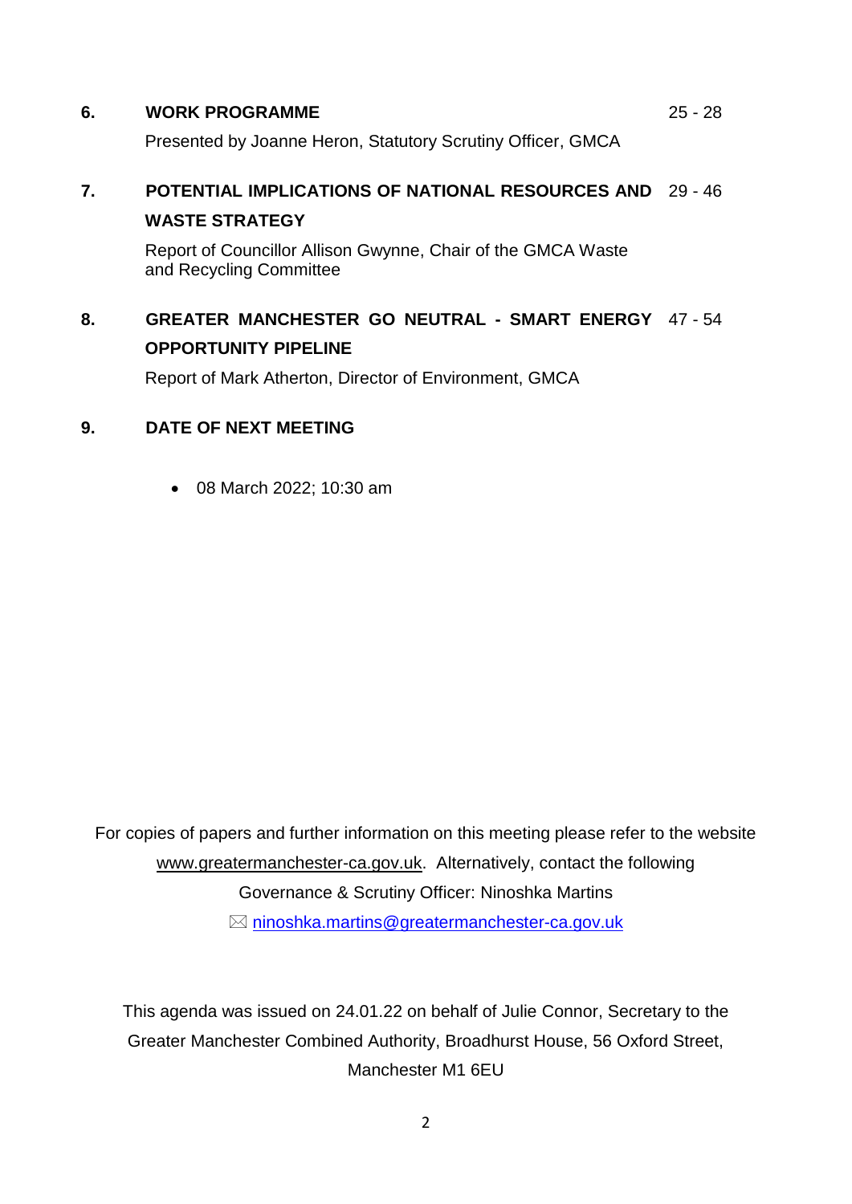**6. WORK PROGRAMME** 25 - 28

Presented by Joanne Heron, Statutory Scrutiny Officer, GMCA

**7. POTENTIAL IMPLICATIONS OF NATIONAL RESOURCES AND WASTE STRATEGY** 29 - 46

Report of Councillor Allison Gwynne, Chair of the GMCA Waste and Recycling Committee

**8. GREATER MANCHESTER GO NEUTRAL - SMART ENERGY OPPORTUNITY PIPELINE** 47 - 54

Report of Mark Atherton, Director of Environment, GMCA

**9. DATE OF NEXT MEETING**

- 08 March 2022; 10:30 am

For copies of papers and further information on this meeting please refer to the website www.greatermanchester-ca.gov.uk. Alternatively, contact the following Governance & Scrutiny Officer: Ninoshka Martins
✉ ninoshka.martins@greatermanchester-ca.gov.uk

This agenda was issued on 24.01.22 on behalf of Julie Connor, Secretary to the Greater Manchester Combined Authority, Broadhurst House, 56 Oxford Street, Manchester M1 6EU